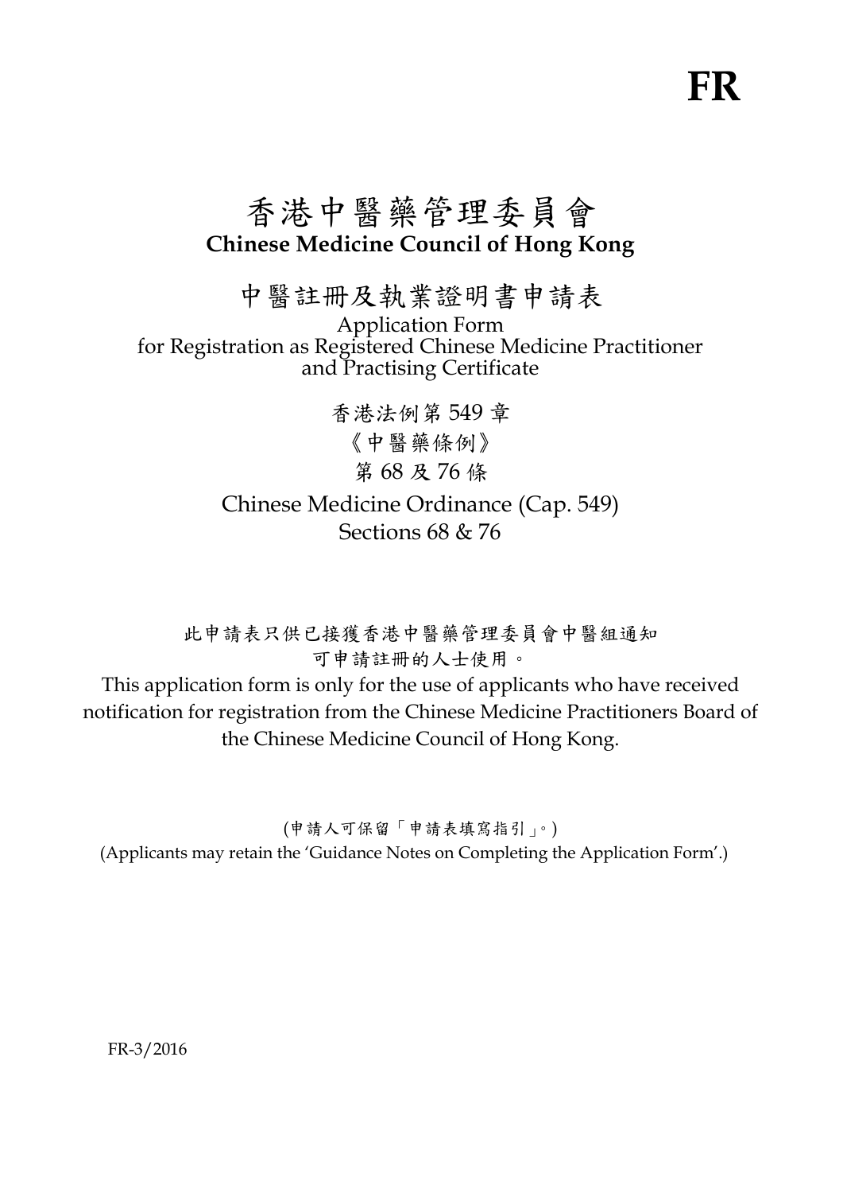**FR**

# 香港中醫藥管理委員會
# Chinese Medicine Council of Hong Kong

## 中醫註冊及執業證明書申請表

Application Form
for Registration as Registered Chinese Medicine Practitioner
and Practising Certificate

香港法例第 549 章
《中醫藥條例》
第 68 及 76 條

Chinese Medicine Ordinance (Cap. 549)
Sections 68 & 76

此申請表只供已接獲香港中醫藥管理委員會中醫組通知可申請註冊的人士使用。

This application form is only for the use of applicants who have received notification for registration from the Chinese Medicine Practitioners Board of the Chinese Medicine Council of Hong Kong.

(申請人可保留「申請表填寫指引」。)
(Applicants may retain the 'Guidance Notes on Completing the Application Form'.)

FR-3/2016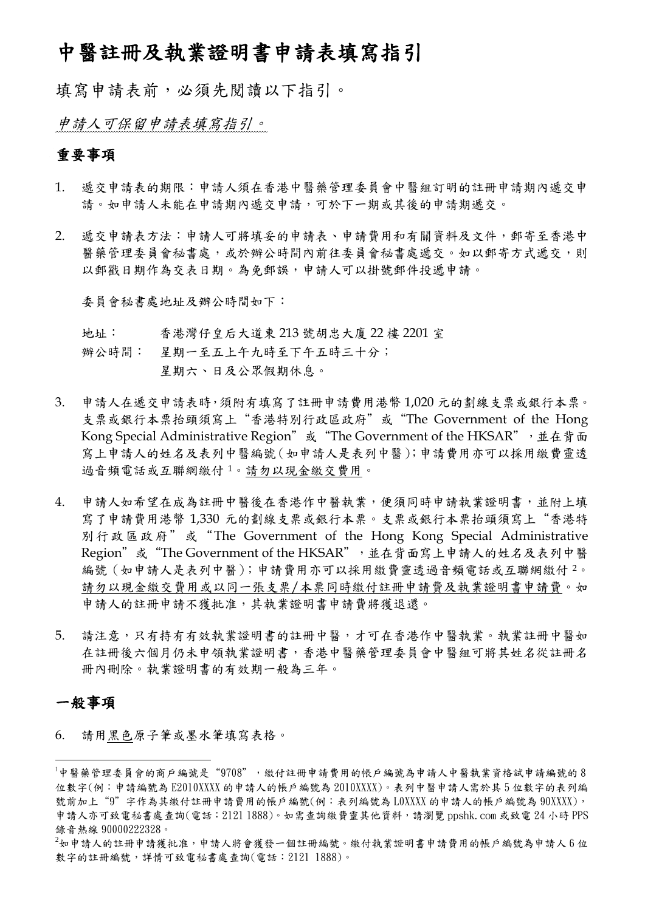# 中醫註冊及執業證明書申請表填寫指引

填寫申請表前，必須先閱讀以下指引。

*申請人可保留申請表填寫指引。*

## 重要事項

1. 遞交申請表的期限：申請人須在香港中醫藥管理委員會中醫組訂明的註冊申請期內遞交申請。如申請人未能在申請期內遞交申請，可於下一期或其後的申請期遞交。

2. 遞交申請表方法：申請人可將填妥的申請表、申請費用和有關資料及文件，郵寄至香港中醫藥管理委員會秘書處，或於辦公時間內前往委員會秘書處遞交。如以郵寄方式遞交，則以郵戳日期作為交表日期。為免郵誤，申請人可以掛號郵件投遞申請。

   委員會秘書處地址及辦公時間如下：

   地址：　香港灣仔皇后大道東 213 號胡忠大廈 22 樓 2201 室
   辦公時間：　星期一至五上午九時至下午五時三十分；
   星期六、日及公眾假期休息。

3. 申請人在遞交申請表時，須附有填寫了註冊申請費用港幣 1,020 元的劃線支票或銀行本票。支票或銀行本票抬頭須寫上"香港特別行政區政府"或"The Government of the Hong Kong Special Administrative Region"或"The Government of the HKSAR"，並在背面寫上申請人的姓名及表列中醫編號（如申請人是表列中醫）；申請費用亦可以採用繳費靈透過音頻電話或互聯網繳付[1]。請勿以現金繳交費用。

4. 申請人如希望在成為註冊中醫後在香港作中醫執業，便須同時申請執業證明書，並附上填寫了申請費用港幣 1,330 元的劃線支票或銀行本票。支票或銀行本票抬頭須寫上"香港特別行政區政府"或"The Government of the Hong Kong Special Administrative Region"或"The Government of the HKSAR"，並在背面寫上申請人的姓名及表列中醫編號（如申請人是表列中醫）；申請費用亦可以採用繳費靈透過音頻電話或互聯網繳付[2]。請勿以現金繳交費用或以同一張支票/本票同時繳付註冊申請費及執業證明書申請費。如申請人的註冊申請不獲批准，其執業證明書申請費將獲退還。

5. 請注意，只有持有有效執業證明書的註冊中醫，才可在香港作中醫執業。執業註冊中醫如在註冊後六個月仍未申領執業證明書，香港中醫藥管理委員會中醫組可將其姓名從註冊名冊內刪除。執業證明書的有效期一般為三年。

## 一般事項

6. 請用黑色原子筆或墨水筆填寫表格。

---

[1] 中醫藥管理委員會的商戶編號是"9708"，繳付註冊申請費用的帳戶編號為申請人中醫執業資格試申請編號的 8 位數字(例：申請編號為 E2010XXXX 的申請人的帳戶編號為 2010XXXX)。表列中醫申請人需於其 5 位數字的表列編號前加上"9"字作為其繳付註冊申請費用的帳戶編號(例：表列編號為 L0XXXX 的申請人的帳戶編號為 90XXXX)，申請人亦可致電秘書處查詢(電話：2121 1888)。如需查詢繳費靈其他資料，請瀏覽 ppshk.com 或致電 24 小時 PPS 錄音熱線 90000222328。

[2] 如申請人的註冊申請獲批准，申請人將會獲發一個註冊編號。繳付執業證明書申請費用的帳戶編號為申請人 6 位數字的註冊編號，詳情可致電秘書處查詢(電話：2121 1888)。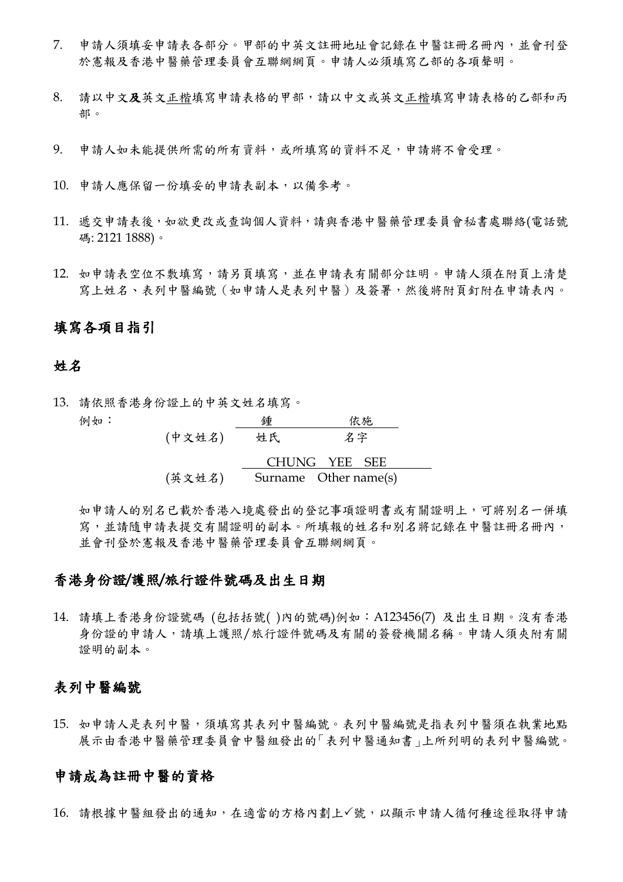7. 申請人須填妥申請表各部分。甲部的中英文註冊地址會記錄在中醫註冊名冊內，並會刊登於憲報及香港中醫藥管理委員會互聯網網頁。申請人必須填寫乙部的各項聲明。

8. 請以中文**及**英文正楷填寫申請表格的甲部，請以中文或英文正楷填寫申請表格的乙部和丙部。

9. 申請人如未能提供所需的所有資料，或所填寫的資料不足，申請將不會受理。

10. 申請人應保留一份填妥的申請表副本，以備參考。

11. 遞交申請表後，如欲更改或查詢個人資料，請與香港中醫藥管理委員會秘書處聯絡(電話號碼: 2121 1888)。

12. 如申請表空位不敷填寫，請另頁填寫，並在申請表有關部分註明。申請人須在附頁上清楚寫上姓名、表列中醫編號（如申請人是表列中醫）及簽署，然後將附頁釘附在申請表內。

## 填寫各項目指引

### 姓名

13. 請依照香港身份證上的中英文姓名填寫。

例如：

| | | |
|---|---|---|
| | 鍾 | 依施 |
| (中文姓名) | 姓氏 | 名字 |
| | CHUNG | YEE SEE |
| (英文姓名) | Surname | Other name(s) |

如申請人的別名已載於香港入境處發出的登記事項證明書或有關證明上，可將別名一併填寫，並請隨申請表提交有關證明的副本。所填報的姓名和別名將記錄在中醫註冊名冊內，並會刊登於憲報及香港中醫藥管理委員會互聯網網頁。

### 香港身份證/護照/旅行證件號碼及出生日期

14. 請填上香港身份證號碼 (包括括號( )內的號碼)例如：A123456(7) 及出生日期。沒有香港身份證的申請人，請填上護照/旅行證件號碼及有關的簽發機關名稱。申請人須夾附有關證明的副本。

### 表列中醫編號

15. 如申請人是表列中醫，須填寫其表列中醫編號。表列中醫編號是指表列中醫須在執業地點展示由香港中醫藥管理委員會中醫組發出的「表列中醫通知書」上所列明的表列中醫編號。

### 申請成為註冊中醫的資格

16. 請根據中醫組發出的通知，在適當的方格內劃上✓號，以顯示申請人循何種途徑取得申請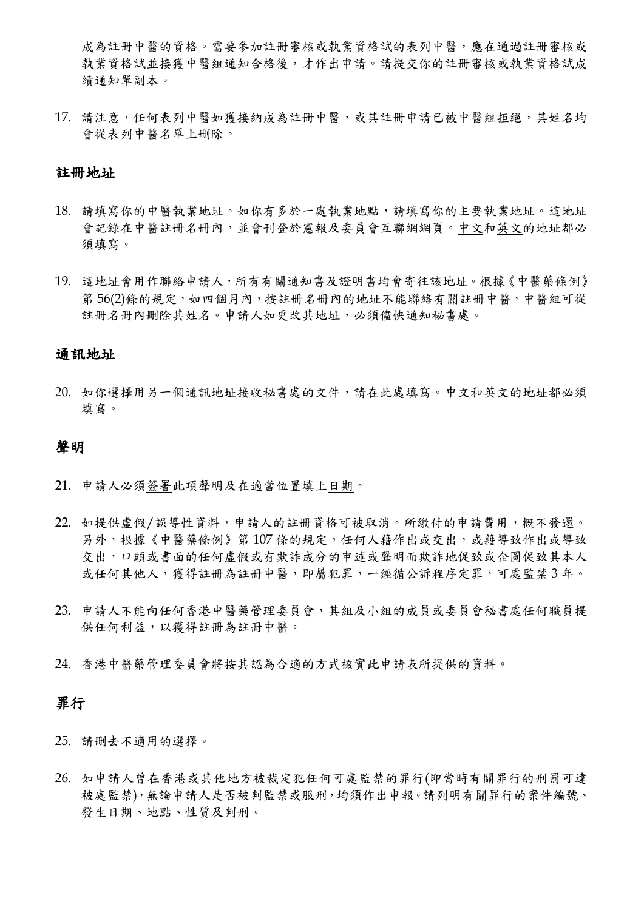成為註冊中醫的資格。需要參加註冊審核或執業資格試的表列中醫，應在通過註冊審核或執業資格試並接獲中醫組通知合格後，才作出申請。請提交你的註冊審核或執業資格試成績通知單副本。

17. 請注意，任何表列中醫如獲接納成為註冊中醫，或其註冊申請已被中醫組拒絕，其姓名均會從表列中醫名單上刪除。

## 註冊地址

18. 請填寫你的中醫執業地址。如你有多於一處執業地點，請填寫你的主要執業地址。這地址會記錄在中醫註冊名冊內，並會刊登於憲報及委員會互聯網網頁。中文和英文的地址都必須填寫。

19. 這地址會用作聯絡申請人，所有有關通知書及證明書均會寄往該地址。根據《中醫藥條例》第 56(2)條的規定，如四個月內，按註冊名冊內的地址不能聯絡有關註冊中醫，中醫組可從註冊名冊內刪除其姓名。申請人如更改其地址，必須儘快通知秘書處。

## 通訊地址

20. 如你選擇用另一個通訊地址接收秘書處的文件，請在此處填寫。中文和英文的地址都必須填寫。

## 聲明

21. 申請人必須簽署此項聲明及在適當位置填上日期。

22. 如提供虛假/誤導性資料，申請人的註冊資格可被取消。所繳付的申請費用，概不發還。另外，根據《中醫藥條例》第 107 條的規定，任何人藉作出或交出，或藉導致作出或導致交出，口頭或書面的任何虛假或有欺詐成分的申述或聲明而欺詐地促致或企圖促致其本人或任何其他人，獲得註冊為註冊中醫，即屬犯罪，一經循公訴程序定罪，可處監禁 3 年。

23. 申請人不能向任何香港中醫藥管理委員會，其組及小組的成員或委員會秘書處任何職員提供任何利益，以獲得註冊為註冊中醫。

24. 香港中醫藥管理委員會將按其認為合適的方式核實此申請表所提供的資料。

## 罪行

25. 請刪去不適用的選擇。

26. 如申請人曾在香港或其他地方被裁定犯任何可處監禁的罪行(即當時有關罪行的刑罰可達被處監禁)，無論申請人是否被判監禁或服刑，均須作出申報。請列明有關罪行的案件編號、發生日期、地點、性質及判刑。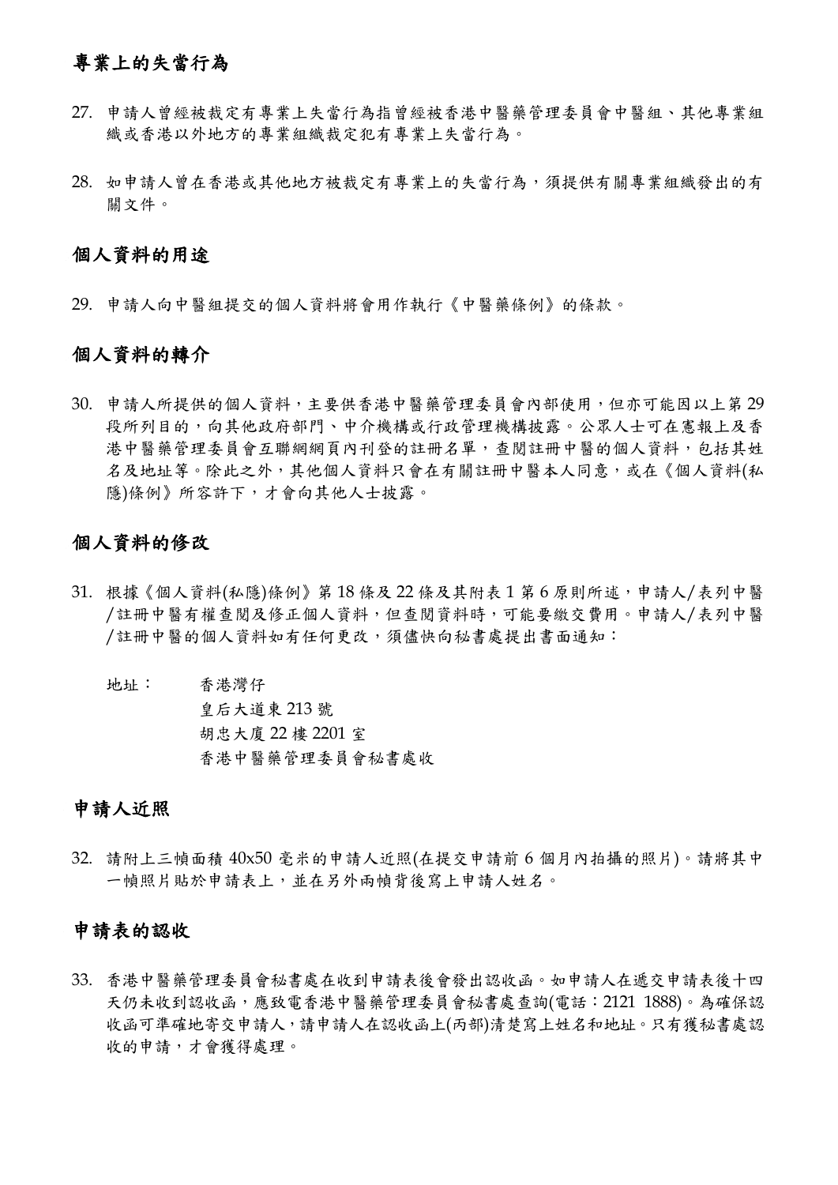## 專業上的失當行為

27. 申請人曾經被裁定有專業上失當行為指曾經被香港中醫藥管理委員會中醫組、其他專業組織或香港以外地方的專業組織裁定犯有專業上失當行為。

28. 如申請人曾在香港或其他地方被裁定有專業上的失當行為，須提供有關專業組織發出的有關文件。

## 個人資料的用途

29. 申請人向中醫組提交的個人資料將會用作執行《中醫藥條例》的條款。

## 個人資料的轉介

30. 申請人所提供的個人資料，主要供香港中醫藥管理委員會內部使用，但亦可能因以上第 29 段所列目的，向其他政府部門、中介機構或行政管理機構披露。公眾人士可在憲報上及香港中醫藥管理委員會互聯網網頁內刊登的註冊名單，查閱註冊中醫的個人資料，包括其姓名及地址等。除此之外，其他個人資料只會在有關註冊中醫本人同意，或在《個人資料(私隱)條例》所容許下，才會向其他人士披露。

## 個人資料的修改

31. 根據《個人資料(私隱)條例》第 18 條及 22 條及其附表 1 第 6 原則所述，申請人/表列中醫/註冊中醫有權查閱及修正個人資料，但查閱資料時，可能要繳交費用。申請人/表列中醫/註冊中醫的個人資料如有任何更改，須儘快向秘書處提出書面通知：

    地址：　香港灣仔
    　　　　皇后大道東 213 號
    　　　　胡忠大廈 22 樓 2201 室
    　　　　香港中醫藥管理委員會秘書處收

## 申請人近照

32. 請附上三幀面積 40x50 毫米的申請人近照(在提交申請前 6 個月內拍攝的照片)。請將其中一幀照片貼於申請表上，並在另外兩幀背後寫上申請人姓名。

## 申請表的認收

33. 香港中醫藥管理委員會秘書處在收到申請表後會發出認收函。如申請人在遞交申請表後十四天仍未收到認收函，應致電香港中醫藥管理委員會秘書處查詢(電話：2121 1888)。為確保認收函可準確地寄交申請人，請申請人在認收函上(丙部)清楚寫上姓名和地址。只有獲秘書處認收的申請，才會獲得處理。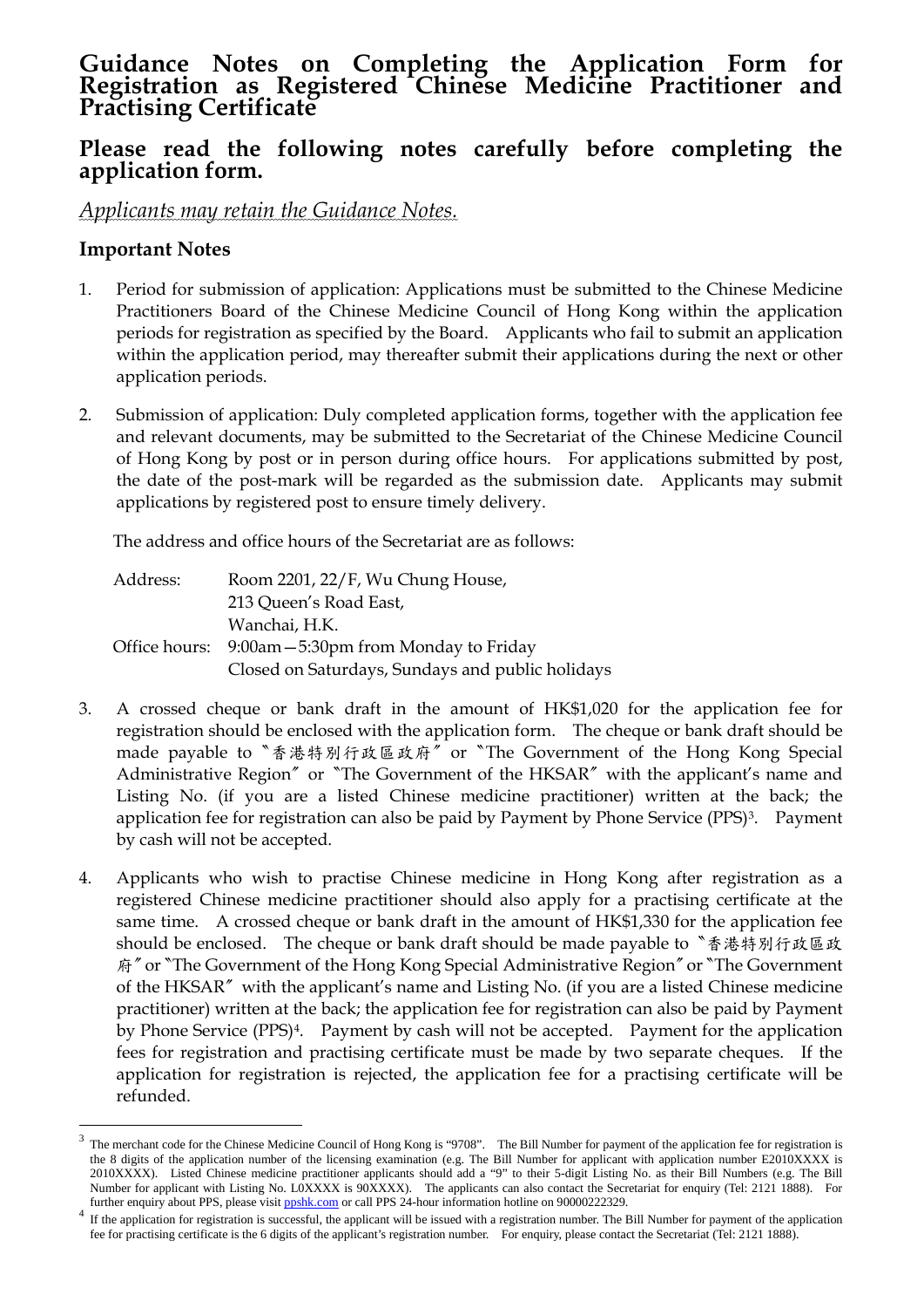# Guidance Notes on Completing the Application Form for Registration as Registered Chinese Medicine Practitioner and Practising Certificate

## Please read the following notes carefully before completing the application form.

*Applicants may retain the Guidance Notes.*

### Important Notes

1. Period for submission of application: Applications must be submitted to the Chinese Medicine Practitioners Board of the Chinese Medicine Council of Hong Kong within the application periods for registration as specified by the Board. Applicants who fail to submit an application within the application period, may thereafter submit their applications during the next or other application periods.

2. Submission of application: Duly completed application forms, together with the application fee and relevant documents, may be submitted to the Secretariat of the Chinese Medicine Council of Hong Kong by post or in person during office hours. For applications submitted by post, the date of the post-mark will be regarded as the submission date. Applicants may submit applications by registered post to ensure timely delivery.

   The address and office hours of the Secretariat are as follows:

   | | |
   |---|---|
   | Address: | Room 2201, 22/F, Wu Chung House,<br>213 Queen's Road East,<br>Wanchai, H.K. |
   | Office hours: | 9:00am – 5:30pm from Monday to Friday<br>Closed on Saturdays, Sundays and public holidays |

3. A crossed cheque or bank draft in the amount of HK$1,020 for the application fee for registration should be enclosed with the application form. The cheque or bank draft should be made payable to 〝香港特別行政區政府〞 or 〝The Government of the Hong Kong Special Administrative Region〞 or 〝The Government of the HKSAR〞 with the applicant's name and Listing No. (if you are a listed Chinese medicine practitioner) written at the back; the application fee for registration can also be paid by Payment by Phone Service (PPS)[3]. Payment by cash will not be accepted.

4. Applicants who wish to practise Chinese medicine in Hong Kong after registration as a registered Chinese medicine practitioner should also apply for a practising certificate at the same time. A crossed cheque or bank draft in the amount of HK$1,330 for the application fee should be enclosed. The cheque or bank draft should be made payable to 〝香港特別行政區政府〞 or 〝The Government of the Hong Kong Special Administrative Region〞 or 〝The Government of the HKSAR〞 with the applicant's name and Listing No. (if you are a listed Chinese medicine practitioner) written at the back; the application fee for registration can also be paid by Payment by Phone Service (PPS)[4]. Payment by cash will not be accepted. Payment for the application fees for registration and practising certificate must be made by two separate cheques. If the application for registration is rejected, the application fee for a practising certificate will be refunded.

---

[3] The merchant code for the Chinese Medicine Council of Hong Kong is "9708". The Bill Number for payment of the application fee for registration is the 8 digits of the application number of the licensing examination (e.g. The Bill Number for applicant with application number E2010XXXX is 2010XXXX). Listed Chinese medicine practitioner applicants should add a "9" to their 5-digit Listing No. as their Bill Numbers (e.g. The Bill Number for applicant with Listing No. L0XXXX is 90XXXX). The applicants can also contact the Secretariat for enquiry (Tel: 2121 1888). For further enquiry about PPS, please visit ppshk.com or call PPS 24-hour information hotline on 90000222329.

[4] If the application for registration is successful, the applicant will be issued with a registration number. The Bill Number for payment of the application fee for practising certificate is the 6 digits of the applicant's registration number. For enquiry, please contact the Secretariat (Tel: 2121 1888).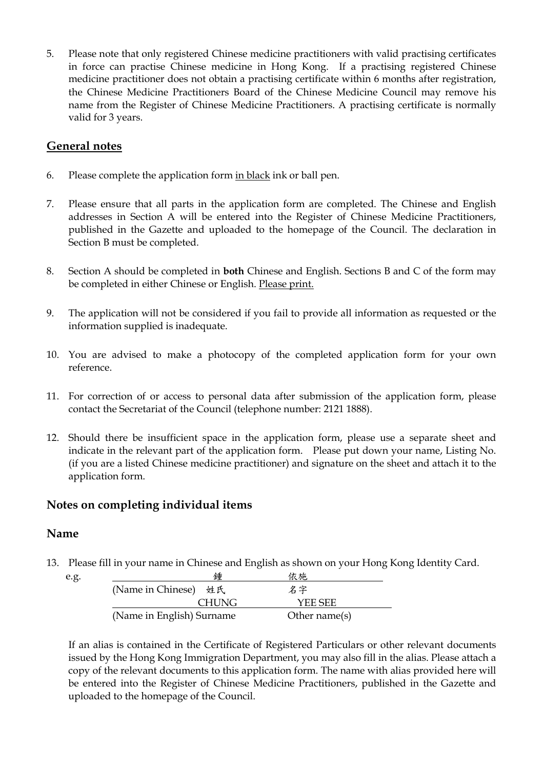5. Please note that only registered Chinese medicine practitioners with valid practising certificates in force can practise Chinese medicine in Hong Kong. If a practising registered Chinese medicine practitioner does not obtain a practising certificate within 6 months after registration, the Chinese Medicine Practitioners Board of the Chinese Medicine Council may remove his name from the Register of Chinese Medicine Practitioners. A practising certificate is normally valid for 3 years.

## General notes

6. Please complete the application form in black ink or ball pen.

7. Please ensure that all parts in the application form are completed. The Chinese and English addresses in Section A will be entered into the Register of Chinese Medicine Practitioners, published in the Gazette and uploaded to the homepage of the Council. The declaration in Section B must be completed.

8. Section A should be completed in **both** Chinese and English. Sections B and C of the form may be completed in either Chinese or English. Please print.

9. The application will not be considered if you fail to provide all information as requested or the information supplied is inadequate.

10. You are advised to make a photocopy of the completed application form for your own reference.

11. For correction of or access to personal data after submission of the application form, please contact the Secretariat of the Council (telephone number: 2121 1888).

12. Should there be insufficient space in the application form, please use a separate sheet and indicate in the relevant part of the application form. Please put down your name, Listing No. (if you are a listed Chinese medicine practitioner) and signature on the sheet and attach it to the application form.

## Notes on completing individual items

### Name

13. Please fill in your name in Chinese and English as shown on your Hong Kong Identity Card.

e.g.

| | 鍾 | 依施 |
|---|---|---|
| (Name in Chinese) | 姓氏 | 名字 |
| | CHUNG | YEE SEE |
| (Name in English) | Surname | Other name(s) |

If an alias is contained in the Certificate of Registered Particulars or other relevant documents issued by the Hong Kong Immigration Department, you may also fill in the alias. Please attach a copy of the relevant documents to this application form. The name with alias provided here will be entered into the Register of Chinese Medicine Practitioners, published in the Gazette and uploaded to the homepage of the Council.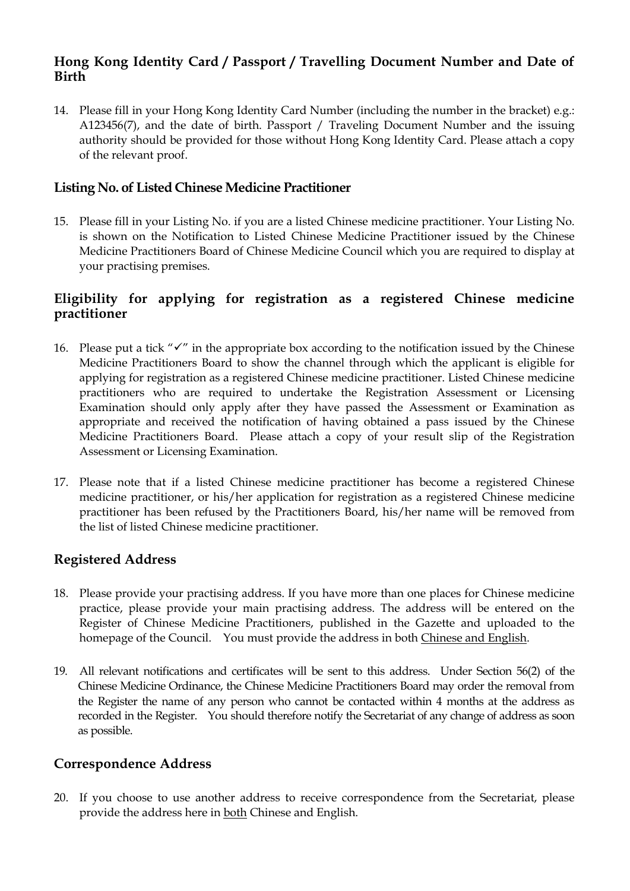## Hong Kong Identity Card / Passport / Travelling Document Number and Date of Birth

14. Please fill in your Hong Kong Identity Card Number (including the number in the bracket) e.g.: A123456(7), and the date of birth. Passport / Traveling Document Number and the issuing authority should be provided for those without Hong Kong Identity Card. Please attach a copy of the relevant proof.

## Listing No. of Listed Chinese Medicine Practitioner

15. Please fill in your Listing No. if you are a listed Chinese medicine practitioner. Your Listing No. is shown on the Notification to Listed Chinese Medicine Practitioner issued by the Chinese Medicine Practitioners Board of Chinese Medicine Council which you are required to display at your practising premises.

## Eligibility for applying for registration as a registered Chinese medicine practitioner

16. Please put a tick "✓" in the appropriate box according to the notification issued by the Chinese Medicine Practitioners Board to show the channel through which the applicant is eligible for applying for registration as a registered Chinese medicine practitioner. Listed Chinese medicine practitioners who are required to undertake the Registration Assessment or Licensing Examination should only apply after they have passed the Assessment or Examination as appropriate and received the notification of having obtained a pass issued by the Chinese Medicine Practitioners Board. Please attach a copy of your result slip of the Registration Assessment or Licensing Examination.

17. Please note that if a listed Chinese medicine practitioner has become a registered Chinese medicine practitioner, or his/her application for registration as a registered Chinese medicine practitioner has been refused by the Practitioners Board, his/her name will be removed from the list of listed Chinese medicine practitioner.

## Registered Address

18. Please provide your practising address. If you have more than one places for Chinese medicine practice, please provide your main practising address. The address will be entered on the Register of Chinese Medicine Practitioners, published in the Gazette and uploaded to the homepage of the Council. You must provide the address in both Chinese and English.

19. All relevant notifications and certificates will be sent to this address. Under Section 56(2) of the Chinese Medicine Ordinance, the Chinese Medicine Practitioners Board may order the removal from the Register the name of any person who cannot be contacted within 4 months at the address as recorded in the Register. You should therefore notify the Secretariat of any change of address as soon as possible.

## Correspondence Address

20. If you choose to use another address to receive correspondence from the Secretariat, please provide the address here in both Chinese and English.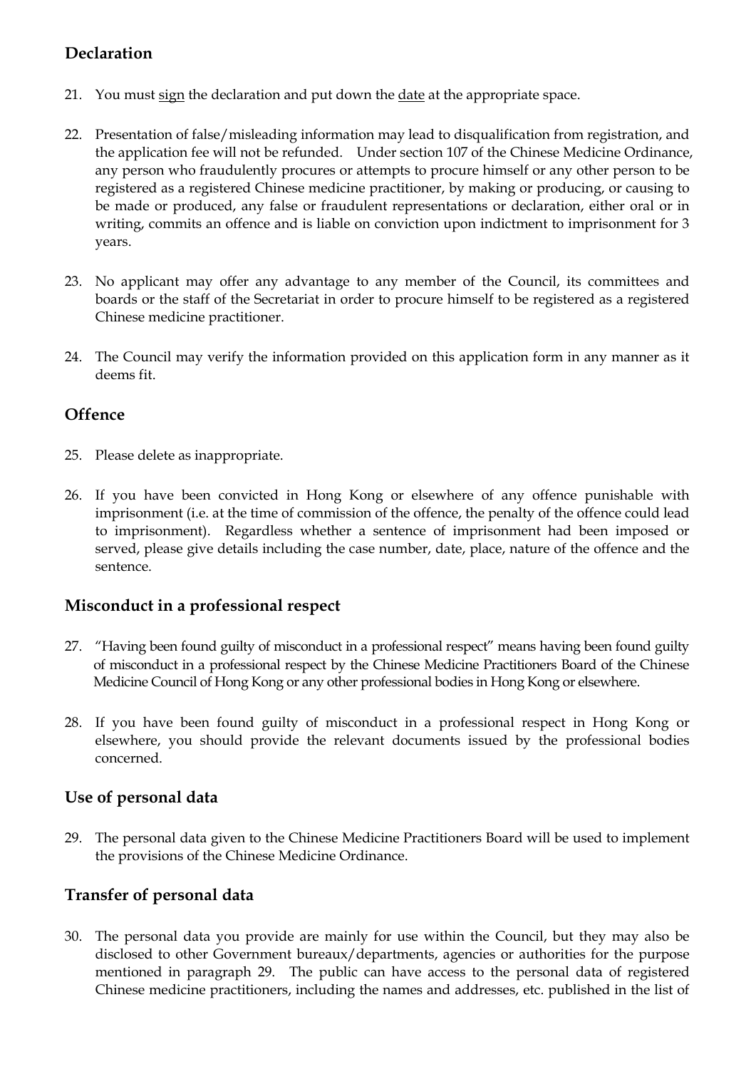## Declaration

21. You must sign the declaration and put down the date at the appropriate space.

22. Presentation of false/misleading information may lead to disqualification from registration, and the application fee will not be refunded. Under section 107 of the Chinese Medicine Ordinance, any person who fraudulently procures or attempts to procure himself or any other person to be registered as a registered Chinese medicine practitioner, by making or producing, or causing to be made or produced, any false or fraudulent representations or declaration, either oral or in writing, commits an offence and is liable on conviction upon indictment to imprisonment for 3 years.

23. No applicant may offer any advantage to any member of the Council, its committees and boards or the staff of the Secretariat in order to procure himself to be registered as a registered Chinese medicine practitioner.

24. The Council may verify the information provided on this application form in any manner as it deems fit.

## Offence

25. Please delete as inappropriate.

26. If you have been convicted in Hong Kong or elsewhere of any offence punishable with imprisonment (i.e. at the time of commission of the offence, the penalty of the offence could lead to imprisonment). Regardless whether a sentence of imprisonment had been imposed or served, please give details including the case number, date, place, nature of the offence and the sentence.

## Misconduct in a professional respect

27. "Having been found guilty of misconduct in a professional respect" means having been found guilty of misconduct in a professional respect by the Chinese Medicine Practitioners Board of the Chinese Medicine Council of Hong Kong or any other professional bodies in Hong Kong or elsewhere.

28. If you have been found guilty of misconduct in a professional respect in Hong Kong or elsewhere, you should provide the relevant documents issued by the professional bodies concerned.

## Use of personal data

29. The personal data given to the Chinese Medicine Practitioners Board will be used to implement the provisions of the Chinese Medicine Ordinance.

## Transfer of personal data

30. The personal data you provide are mainly for use within the Council, but they may also be disclosed to other Government bureaux/departments, agencies or authorities for the purpose mentioned in paragraph 29. The public can have access to the personal data of registered Chinese medicine practitioners, including the names and addresses, etc. published in the list of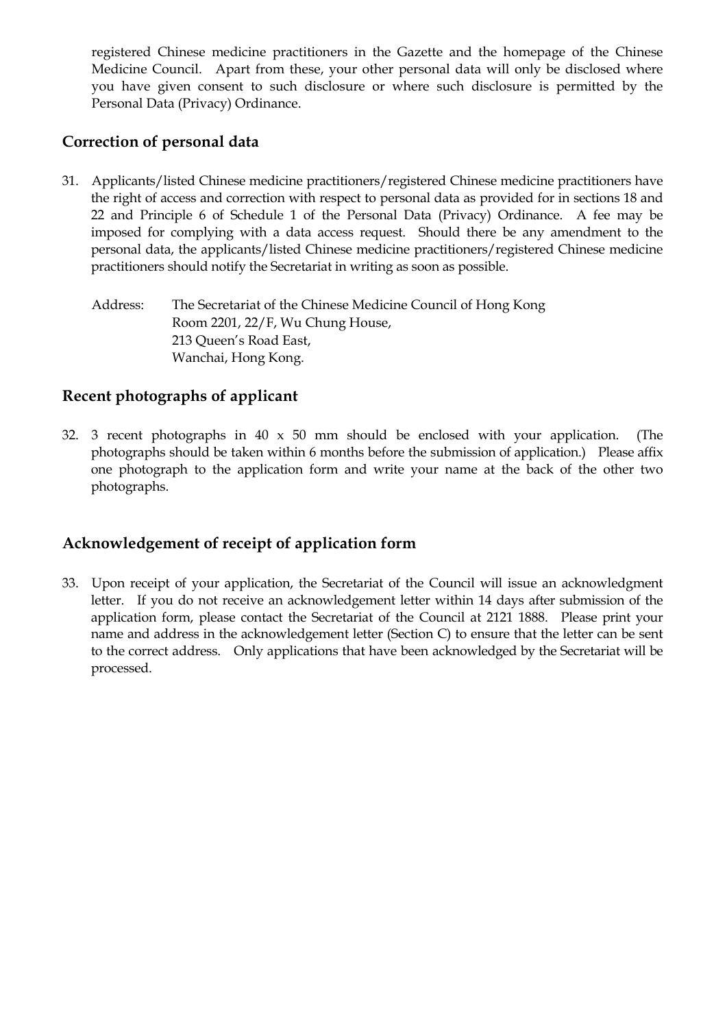registered Chinese medicine practitioners in the Gazette and the homepage of the Chinese Medicine Council. Apart from these, your other personal data will only be disclosed where you have given consent to such disclosure or where such disclosure is permitted by the Personal Data (Privacy) Ordinance.

## Correction of personal data

31. Applicants/listed Chinese medicine practitioners/registered Chinese medicine practitioners have the right of access and correction with respect to personal data as provided for in sections 18 and 22 and Principle 6 of Schedule 1 of the Personal Data (Privacy) Ordinance. A fee may be imposed for complying with a data access request. Should there be any amendment to the personal data, the applicants/listed Chinese medicine practitioners/registered Chinese medicine practitioners should notify the Secretariat in writing as soon as possible.

    Address: The Secretariat of the Chinese Medicine Council of Hong Kong
    Room 2201, 22/F, Wu Chung House,
    213 Queen's Road East,
    Wanchai, Hong Kong.

## Recent photographs of applicant

32. 3 recent photographs in 40 x 50 mm should be enclosed with your application. (The photographs should be taken within 6 months before the submission of application.) Please affix one photograph to the application form and write your name at the back of the other two photographs.

## Acknowledgement of receipt of application form

33. Upon receipt of your application, the Secretariat of the Council will issue an acknowledgment letter. If you do not receive an acknowledgement letter within 14 days after submission of the application form, please contact the Secretariat of the Council at 2121 1888. Please print your name and address in the acknowledgement letter (Section C) to ensure that the letter can be sent to the correct address. Only applications that have been acknowledged by the Secretariat will be processed.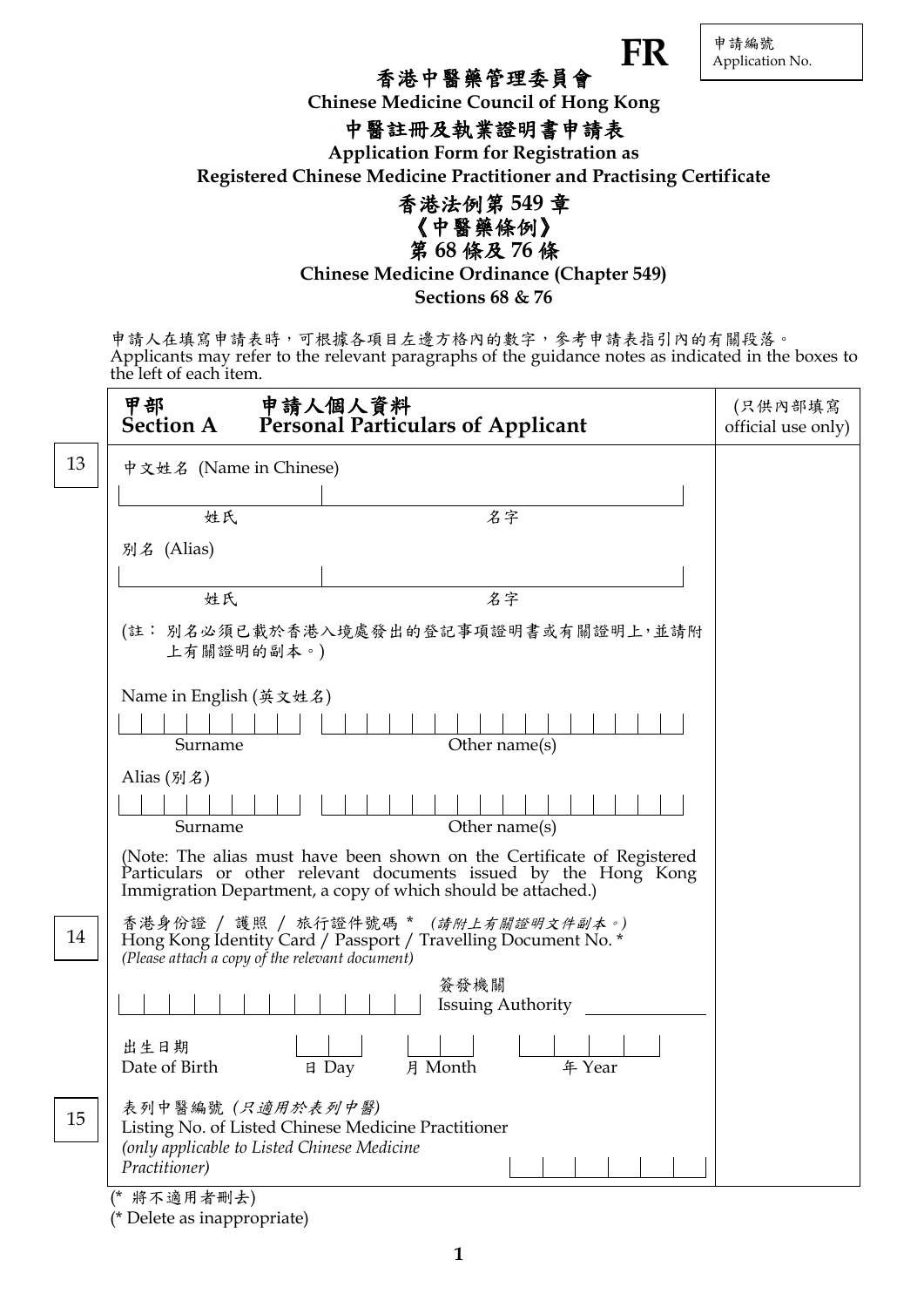**FR**

申請編號
Application No.

# 香港中醫藥管理委員會

**Chinese Medicine Council of Hong Kong**

## 中醫註冊及執業證明書申請表

**Application Form for Registration as Registered Chinese Medicine Practitioner and Practising Certificate**

**香港法例第 549 章**
**《中醫藥條例》**
**第 68 條及 76 條**

**Chinese Medicine Ordinance (Chapter 549)**
**Sections 68 & 76**

申請人在填寫申請表時，可根據各項目左邊方格內的數字，參考申請表指引內的有關段落。
Applicants may refer to the relevant paragraphs of the guidance notes as indicated in the boxes to the left of each item.

| | **甲部 申請人個人資料 Section A Personal Particulars of Applicant** | (只供內部填寫 official use only) |
|---|---|---|
| 13 | 中文姓名 (Name in Chinese)<br>姓氏 ______ 名字 ______<br><br>別名 (Alias)<br>姓氏 ______ 名字 ______<br><br>(註： 別名必須已載於香港入境處發出的登記事項證明書或有關證明上，並請附上有關證明的副本。)<br><br>Name in English (英文姓名)<br>Surname ______ Other name(s) ______<br><br>Alias (別名)<br>Surname ______ Other name(s) ______<br><br>(Note: The alias must have been shown on the Certificate of Registered Particulars or other relevant documents issued by the Hong Kong Immigration Department, a copy of which should be attached.) | |
| 14 | 香港身份證 / 護照 / 旅行證件號碼 * *(請附上有關證明文件副本。)*<br>Hong Kong Identity Card / Passport / Travelling Document No. *<br>*(Please attach a copy of the relevant document)*<br>______ 簽發機關 Issuing Authority ______<br><br>出生日期 Date of Birth ______ 日 Day ______ 月 Month ______ 年 Year | |
| 15 | 表列中醫編號 *(只適用於表列中醫)*<br>Listing No. of Listed Chinese Medicine Practitioner<br>*(only applicable to Listed Chinese Medicine Practitioner)* ______ | |

(* 將不適用者刪去)
(* Delete as inappropriate)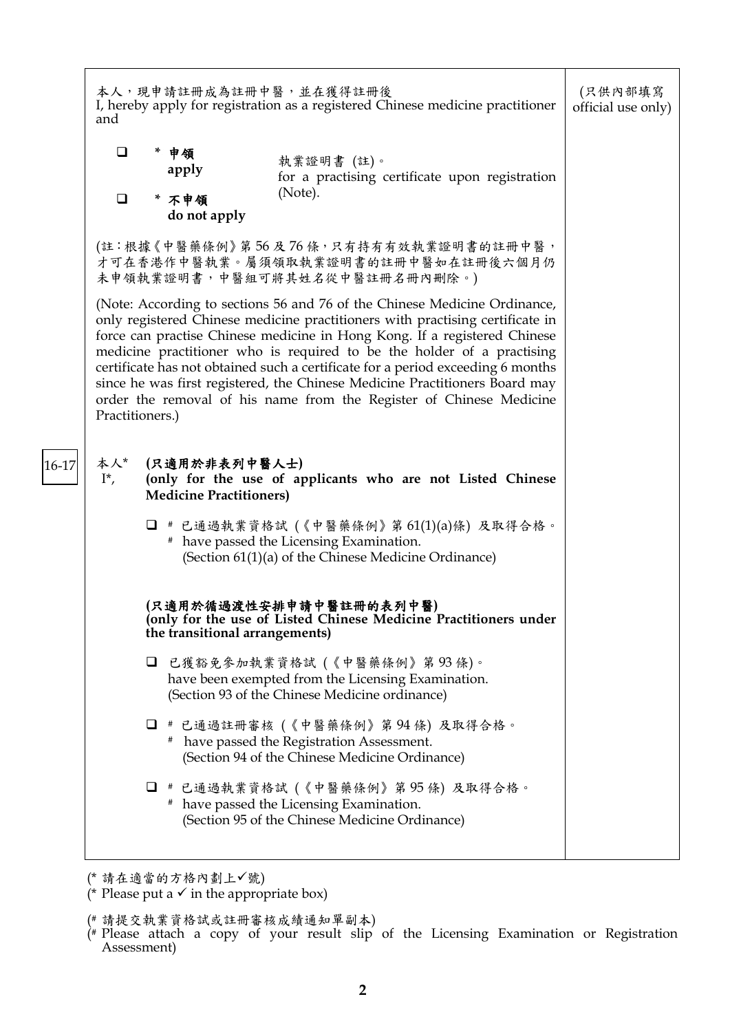| | |
|---|---|
| 本人，現申請註冊成為註冊中醫，並在獲得註冊後<br>I, hereby apply for registration as a registered Chinese medicine practitioner and<br><br>☐ \* 申領 apply<br>☐ \* 不申領 do not apply<br>執業證明書 (註)。<br>for a practising certificate upon registration (Note).<br><br>(註：根據《中醫藥條例》第 56 及 76 條，只有持有有效執業證明書的註冊中醫，才可在香港作中醫執業。屬須領取執業證明書的註冊中醫如在註冊後六個月仍未申領執業證明書，中醫組可將其姓名從中醫註冊名冊內刪除。)<br><br>(Note: According to sections 56 and 76 of the Chinese Medicine Ordinance, only registered Chinese medicine practitioners with practising certificate in force can practise Chinese medicine in Hong Kong. If a registered Chinese medicine practitioner who is required to be the holder of a practising certificate has not obtained such a certificate for a period exceeding 6 months since he was first registered, the Chinese Medicine Practitioners Board may order the removal of his name from the Register of Chinese Medicine Practitioners.) | (只供內部填寫<br>official use only) |
| 本人\* I\*,<br>**(只適用於非表列中醫人士)**<br>**(only for the use of applicants who are not Listed Chinese Medicine Practitioners)**<br><br>☐ # 已通過執業資格試 (《中醫藥條例》第 61(1)(a)條) 及取得合格。<br># have passed the Licensing Examination.<br>(Section 61(1)(a) of the Chinese Medicine Ordinance)<br><br>**(只適用於循過渡性安排申請中醫註冊的表列中醫)**<br>**(only for the use of Listed Chinese Medicine Practitioners under the transitional arrangements)**<br><br>☐ 已獲豁免參加執業資格試 (《中醫藥條例》第 93 條)。<br>have been exempted from the Licensing Examination.<br>(Section 93 of the Chinese Medicine ordinance)<br><br>☐ # 已通過註冊審核 (《中醫藥條例》第 94 條) 及取得合格。<br># have passed the Registration Assessment.<br>(Section 94 of the Chinese Medicine Ordinance)<br><br>☐ # 已通過執業資格試 (《中醫藥條例》第 95 條) 及取得合格。<br># have passed the Licensing Examination.<br>(Section 95 of the Chinese Medicine Ordinance) | 16-17 |

(\* 請在適當的方格內劃上✓號)
(\* Please put a ✓ in the appropriate box)

(# 請提交執業資格試或註冊審核成績通知單副本)
(# Please attach a copy of your result slip of the Licensing Examination or Registration Assessment)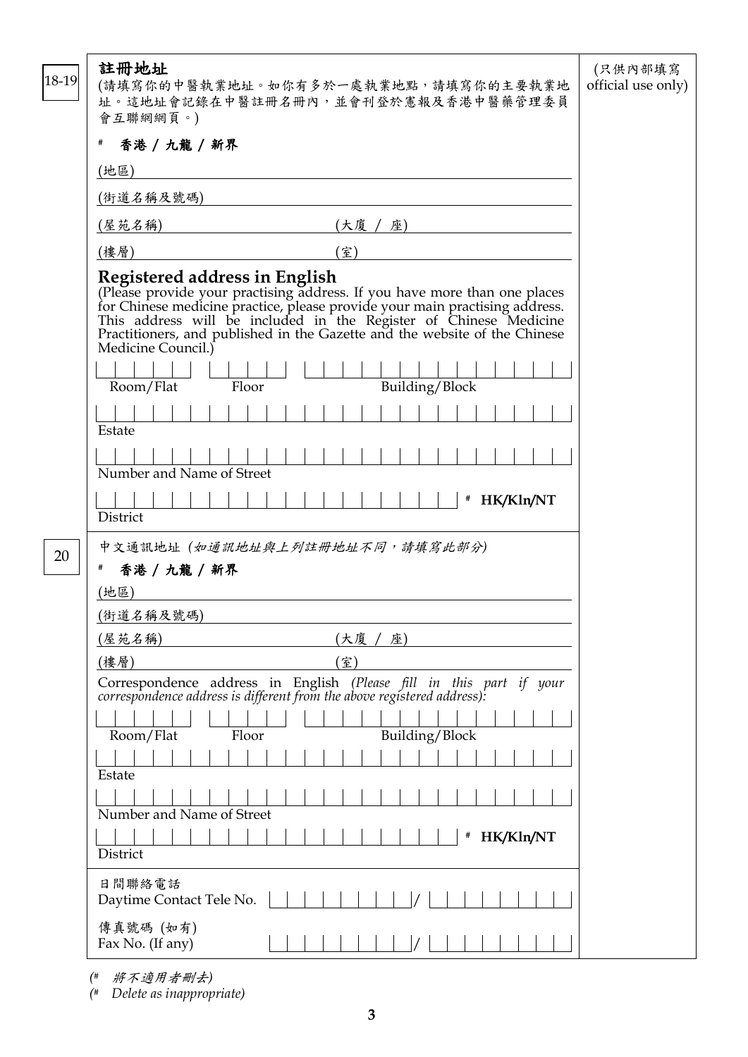18-19

**註冊地址**

(請填寫你的中醫執業地址。如你有多於一處執業地點，請填寫你的主要執業地址。這地址會記錄在中醫註冊名冊內，並會刊登於憲報及香港中醫藥管理委員會互聯網網頁。)

(只供內部填寫 official use only)

# **香港 / 九龍 / 新界**

(地區) ____________________

(街道名稱及號碼) ____________________

(屋苑名稱) ____________________ (大廈 / 座) ____________________

(樓層) ____________________ (室) ____________________

**Registered address in English**

(Please provide your practising address. If you have more than one places for Chinese medicine practice, please provide your main practising address. This address will be included in the Register of Chinese Medicine Practitioners, and published in the Gazette and the website of the Chinese Medicine Council.)

Room/Flat ____ Floor ____ Building/Block ____________________

Estate ____________________

Number and Name of Street ____________________

District ____________________ # **HK/Kln/NT**

20

中文通訊地址 *(如通訊地址與上列註冊地址不同，請填寫此部分)*

# **香港 / 九龍 / 新界**

(地區) ____________________

(街道名稱及號碼) ____________________

(屋苑名稱) ____________________ (大廈 / 座) ____________________

(樓層) ____________________ (室) ____________________

Correspondence address in English *(Please fill in this part if your correspondence address is different from the above registered address):*

Room/Flat ____ Floor ____ Building/Block ____________________

Estate ____________________

Number and Name of Street ____________________

District ____________________ # **HK/Kln/NT**

日間聯絡電話
Daytime Contact Tele No. ____________________ / ____________________

傳真號碼 (如有)
Fax No. (If any) ____________________ / ____________________

*(# 將不適用者刪去)*

*(# Delete as inappropriate)*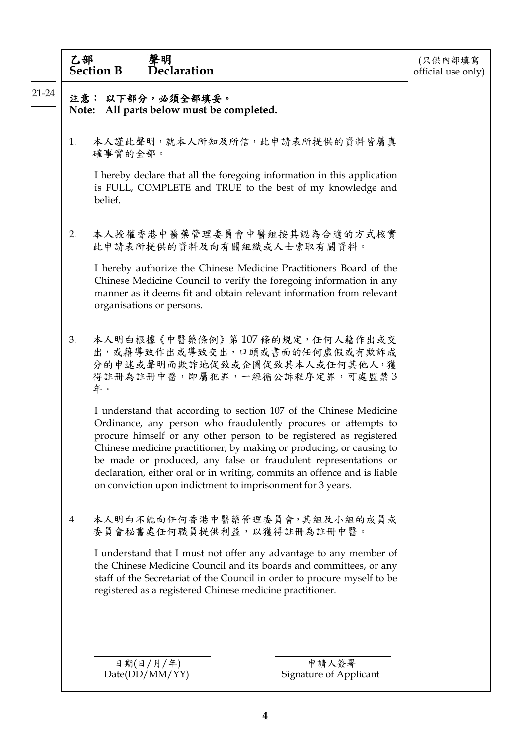## 乙部 聲明
## Section B Declaration

(只供內部填寫 official use only)

21-24

**注意： 以下部分，必須全部填妥。**
**Note: All parts below must be completed.**

1. 本人謹此聲明，就本人所知及所信，此申請表所提供的資料皆屬真確事實的全部。

   I hereby declare that all the foregoing information in this application is FULL, COMPLETE and TRUE to the best of my knowledge and belief.

2. 本人授權香港中醫藥管理委員會中醫組按其認為合適的方式核實此申請表所提供的資料及向有關組織或人士索取有關資料。

   I hereby authorize the Chinese Medicine Practitioners Board of the Chinese Medicine Council to verify the foregoing information in any manner as it deems fit and obtain relevant information from relevant organisations or persons.

3. 本人明白根據《中醫藥條例》第 107 條的規定，任何人藉作出或交出，或藉導致作出或導致交出，口頭或書面的任何虛假或有欺詐成分的申述或聲明而欺詐地促致或企圖促致其本人或任何其他人，獲得註冊為註冊中醫，即屬犯罪，一經循公訴程序定罪，可處監禁 3 年。

   I understand that according to section 107 of the Chinese Medicine Ordinance, any person who fraudulently procures or attempts to procure himself or any other person to be registered as registered Chinese medicine practitioner, by making or producing, or causing to be made or produced, any false or fraudulent representations or declaration, either oral or in writing, commits an offence and is liable on conviction upon indictment to imprisonment for 3 years.

4. 本人明白不能向任何香港中醫藥管理委員會，其組及小組的成員或委員會秘書處任何職員提供利益，以獲得註冊為註冊中醫。

   I understand that I must not offer any advantage to any member of the Chinese Medicine Council and its boards and committees, or any staff of the Secretariat of the Council in order to procure myself to be registered as a registered Chinese medicine practitioner.

| ______________________ | ______________________ |
|---|---|
| 日期(日/月/年) Date(DD/MM/YY) | 申請人簽署 Signature of Applicant |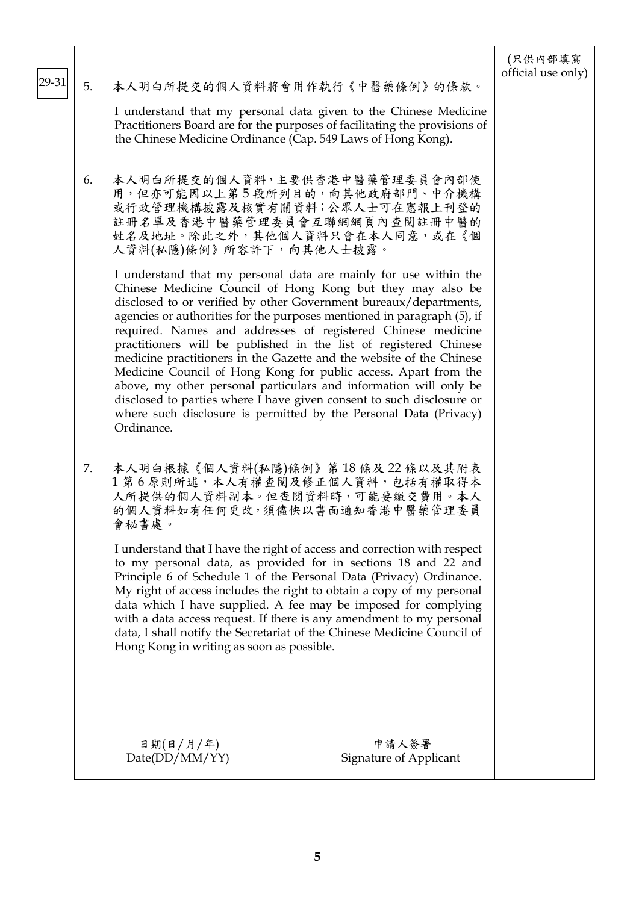(只供內部填寫 official use only)

29-31

5. 本人明白所提交的個人資料將會用作執行《中醫藥條例》的條款。

   I understand that my personal data given to the Chinese Medicine Practitioners Board are for the purposes of facilitating the provisions of the Chinese Medicine Ordinance (Cap. 549 Laws of Hong Kong).

6. 本人明白所提交的個人資料，主要供香港中醫藥管理委員會內部使用，但亦可能因以上第 5 段所列目的，向其他政府部門、中介機構或行政管理機構披露及核實有關資料；公眾人士可在憲報上刊登的註冊名單及香港中醫藥管理委員會互聯網網頁內查閱註冊中醫的姓名及地址。除此之外，其他個人資料只會在本人同意，或在《個人資料(私隱)條例》所容許下，向其他人士披露。

   I understand that my personal data are mainly for use within the Chinese Medicine Council of Hong Kong but they may also be disclosed to or verified by other Government bureaux/departments, agencies or authorities for the purposes mentioned in paragraph (5), if required. Names and addresses of registered Chinese medicine practitioners will be published in the list of registered Chinese medicine practitioners in the Gazette and the website of the Chinese Medicine Council of Hong Kong for public access. Apart from the above, my other personal particulars and information will only be disclosed to parties where I have given consent to such disclosure or where such disclosure is permitted by the Personal Data (Privacy) Ordinance.

7. 本人明白根據《個人資料(私隱)條例》第 18 條及 22 條以及其附表 1 第 6 原則所述，本人有權查閱及修正個人資料，包括有權取得本人所提供的個人資料副本。但查閱資料時，可能要繳交費用。本人的個人資料如有任何更改，須儘快以書面通知香港中醫藥管理委員會秘書處。

   I understand that I have the right of access and correction with respect to my personal data, as provided for in sections 18 and 22 and Principle 6 of Schedule 1 of the Personal Data (Privacy) Ordinance. My right of access includes the right to obtain a copy of my personal data which I have supplied. A fee may be imposed for complying with a data access request. If there is any amendment to my personal data, I shall notify the Secretariat of the Chinese Medicine Council of Hong Kong in writing as soon as possible.

\_\_\_\_\_\_\_\_\_\_\_\_\_\_\_\_\_\_\_\_
日期(日/月/年)
Date(DD/MM/YY)

\_\_\_\_\_\_\_\_\_\_\_\_\_\_\_\_\_\_\_\_
申請人簽署
Signature of Applicant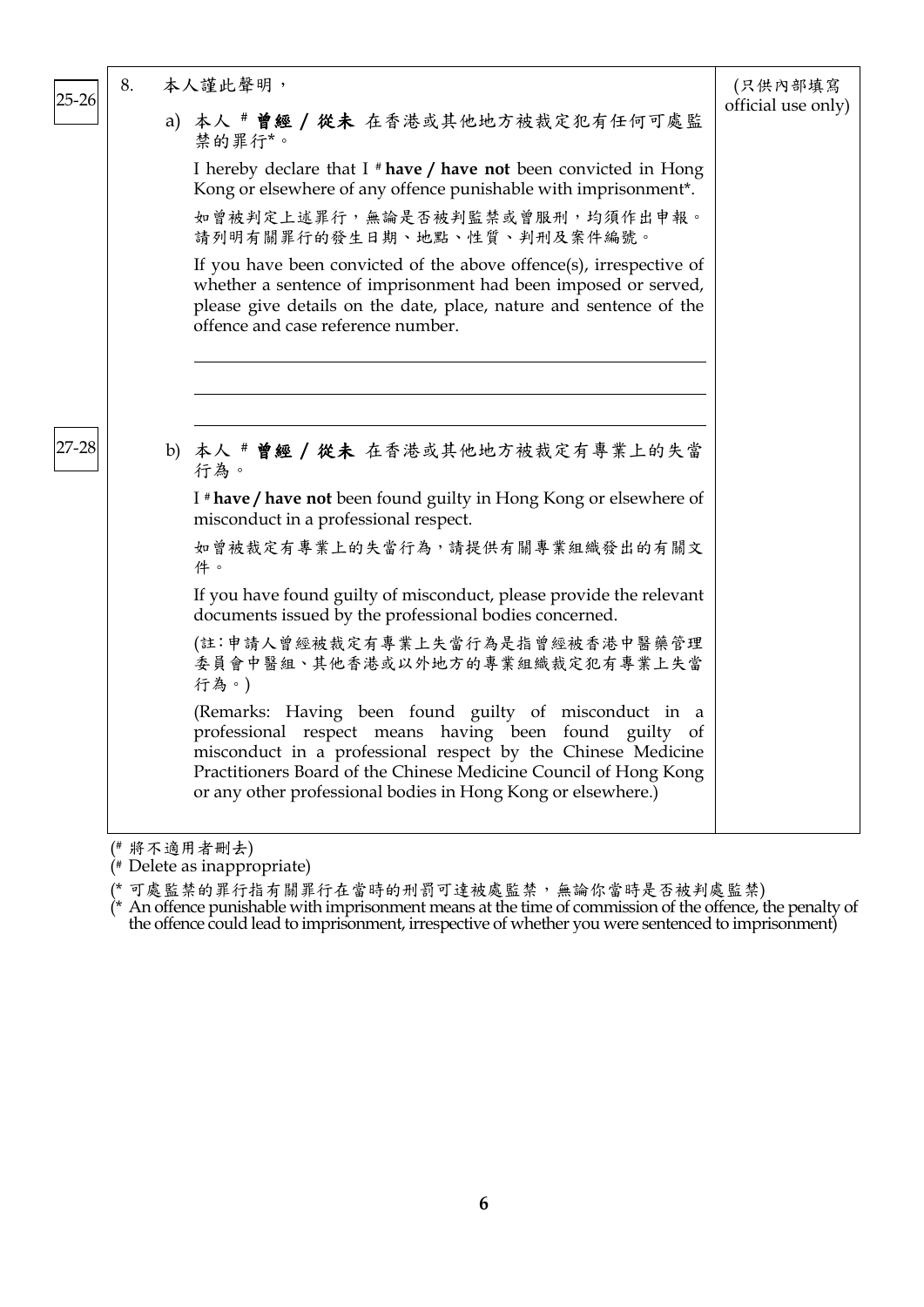25-26

8. 本人謹此聲明，

(只供內部填寫 official use only)

a) 本人 # **曾經 / 從未** 在香港或其他地方被裁定犯有任何可處監禁的罪行*。

I hereby declare that I # **have / have not** been convicted in Hong Kong or elsewhere of any offence punishable with imprisonment*.

如曾被判定上述罪行，無論是否被判監禁或曾服刑，均須作出申報。請列明有關罪行的發生日期、地點、性質、判刑及案件編號。

If you have been convicted of the above offence(s), irrespective of whether a sentence of imprisonment had been imposed or served, please give details on the date, place, nature and sentence of the offence and case reference number.

\_\_\_\_\_\_\_\_\_\_\_\_\_\_\_\_\_\_\_\_\_\_\_\_\_\_\_\_\_\_\_\_\_\_\_\_\_\_\_\_\_\_\_\_

\_\_\_\_\_\_\_\_\_\_\_\_\_\_\_\_\_\_\_\_\_\_\_\_\_\_\_\_\_\_\_\_\_\_\_\_\_\_\_\_\_\_\_\_

\_\_\_\_\_\_\_\_\_\_\_\_\_\_\_\_\_\_\_\_\_\_\_\_\_\_\_\_\_\_\_\_\_\_\_\_\_\_\_\_\_\_\_\_

27-28

b) 本人 # **曾經 / 從未** 在香港或其他地方被裁定有專業上的失當行為。

I # **have / have not** been found guilty in Hong Kong or elsewhere of misconduct in a professional respect.

如曾被裁定有專業上的失當行為，請提供有關專業組織發出的有關文件。

If you have found guilty of misconduct, please provide the relevant documents issued by the professional bodies concerned.

(註：申請人曾經被裁定有專業上失當行為是指曾經被香港中醫藥管理委員會中醫組、其他香港或以外地方的專業組織裁定犯有專業上失當行為。)

(Remarks: Having been found guilty of misconduct in a professional respect means having been found guilty of misconduct in a professional respect by the Chinese Medicine Practitioners Board of the Chinese Medicine Council of Hong Kong or any other professional bodies in Hong Kong or elsewhere.)

(# 將不適用者刪去)
(# Delete as inappropriate)

(* 可處監禁的罪行指有關罪行在當時的刑罰可達被處監禁，無論你當時是否被判處監禁)
(* An offence punishable with imprisonment means at the time of commission of the offence, the penalty of the offence could lead to imprisonment, irrespective of whether you were sentenced to imprisonment)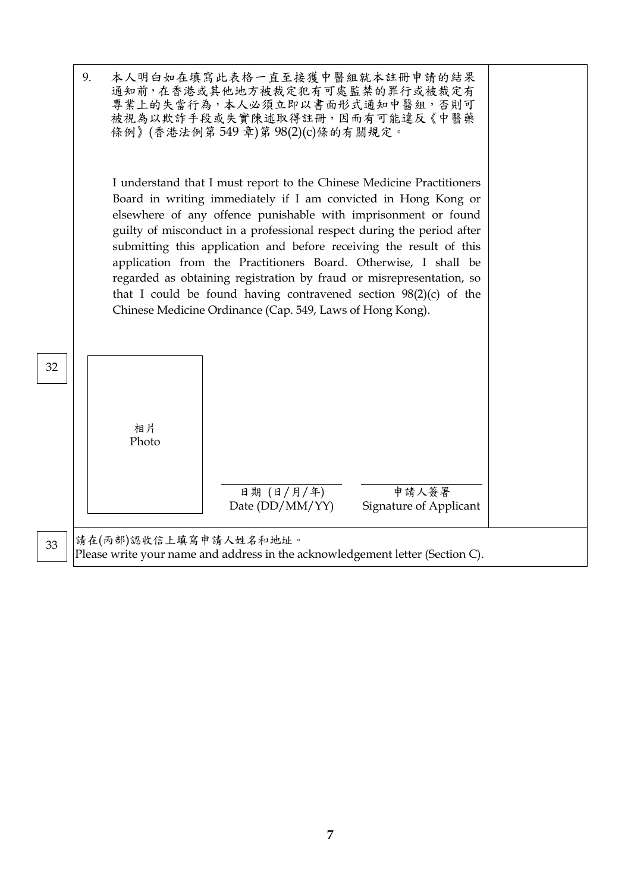9. 本人明白如在填寫此表格一直至接獲中醫組就本註冊申請的結果通知前，在香港或其他地方被裁定犯有可處監禁的罪行或被裁定有專業上的失當行為，本人必須立即以書面形式通知中醫組，否則可被視為以欺詐手段或失實陳述取得註冊，因而有可能違反《中醫藥條例》(香港法例第 549 章)第 98(2)(c)條的有關規定。

   I understand that I must report to the Chinese Medicine Practitioners Board in writing immediately if I am convicted in Hong Kong or elsewhere of any offence punishable with imprisonment or found guilty of misconduct in a professional respect during the period after submitting this application and before receiving the result of this application from the Practitioners Board. Otherwise, I shall be regarded as obtaining registration by fraud or misrepresentation, so that I could be found having contravened section 98(2)(c) of the Chinese Medicine Ordinance (Cap. 549, Laws of Hong Kong).

32

| 相片 Photo | | |
|---|---|---|
| | 日期 (日/月/年) Date (DD/MM/YY) | 申請人簽署 Signature of Applicant |

33

請在(丙部)認收信上填寫申請人姓名和地址。
Please write your name and address in the acknowledgement letter (Section C).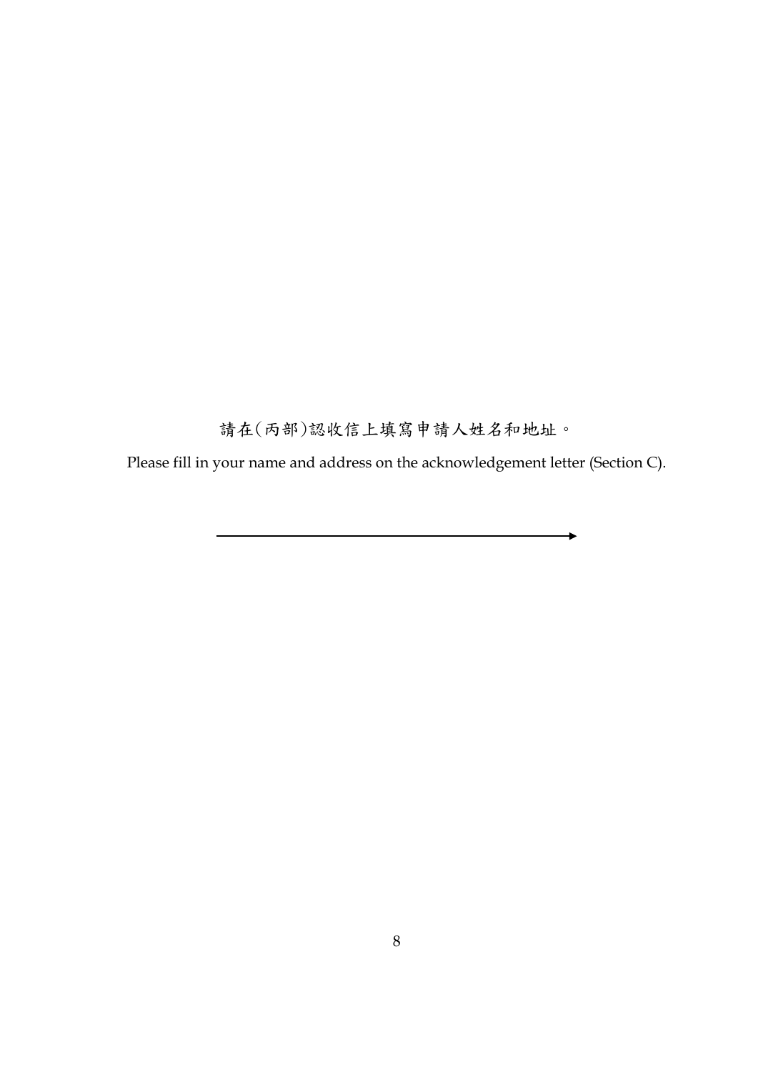請在(丙部)認收信上填寫申請人姓名和地址。

Please fill in your name and address on the acknowledgement letter (Section C).

→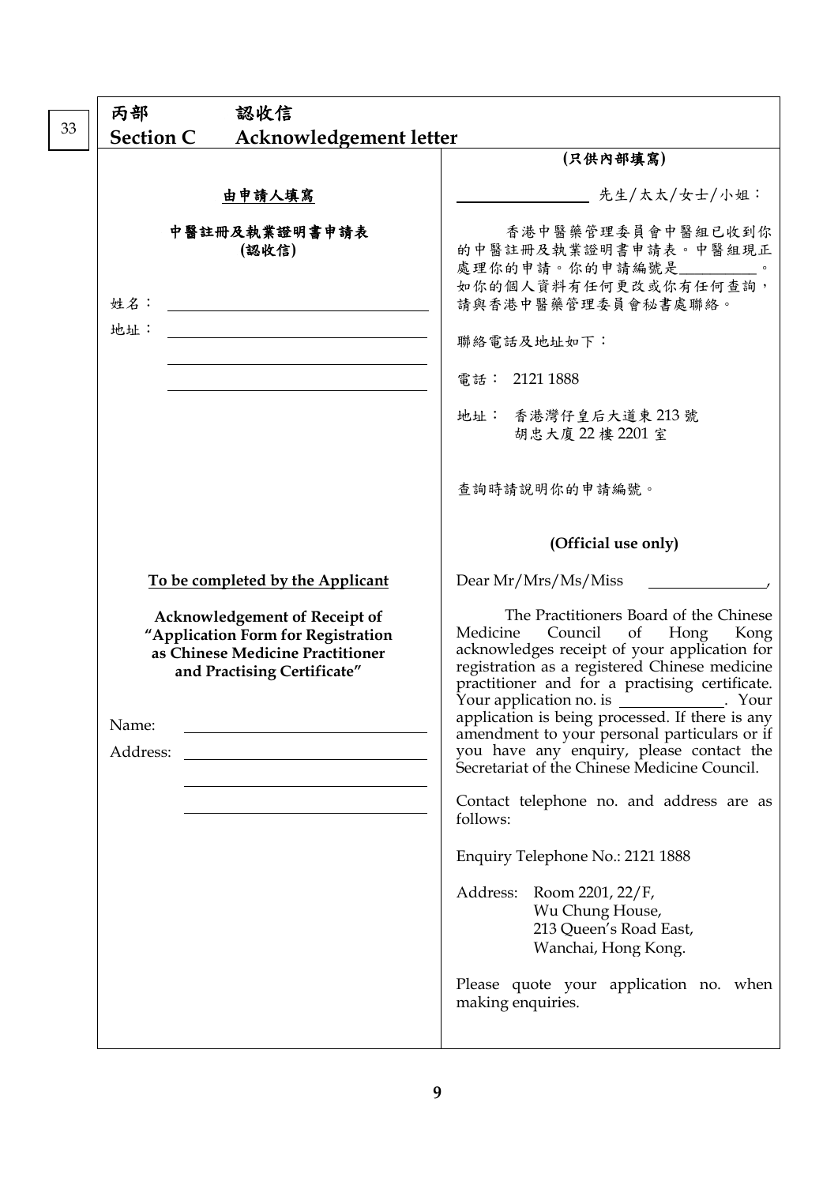## 丙部　　認收信

## Section C　　Acknowledgement letter

**由申請人填寫**

**中醫註冊及執業證明書申請表**
**(認收信)**

姓名：________________

地址：________________

________________

________________

**(只供內部填寫)**

________ 先生/太太/女士/小姐：

香港中醫藥管理委員會中醫組已收到你的中醫註冊及執業證明書申請表。中醫組現正處理你的申請。你的申請編號是________。如你的個人資料有任何更改或你有任何查詢，請與香港中醫藥管理委員會秘書處聯絡。

聯絡電話及地址如下：

電話： 2121 1888

地址： 香港灣仔皇后大道東 213 號
　　　胡忠大廈 22 樓 2201 室

查詢時請說明你的申請編號。

**To be completed by the Applicant**

**Acknowledgement of Receipt of "Application Form for Registration as Chinese Medicine Practitioner and Practising Certificate"**

Name: ________________

Address: ________________

________________

________________

**(Official use only)**

Dear Mr/Mrs/Ms/Miss ________,

The Practitioners Board of the Chinese Medicine Council of Hong Kong acknowledges receipt of your application for registration as a registered Chinese medicine practitioner and for a practising certificate. Your application no. is ________. Your application is being processed. If there is any amendment to your personal particulars or if you have any enquiry, please contact the Secretariat of the Chinese Medicine Council.

Contact telephone no. and address are as follows:

Enquiry Telephone No.: 2121 1888

Address: Room 2201, 22/F,
Wu Chung House,
213 Queen's Road East,
Wanchai, Hong Kong.

Please quote your application no. when making enquiries.